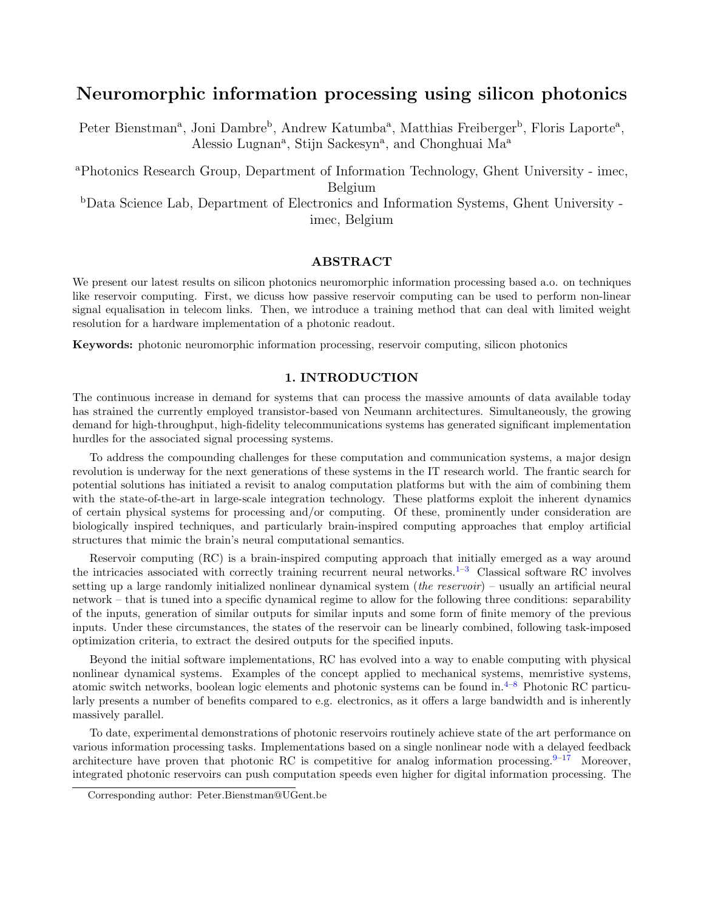# Neuromorphic information processing using silicon photonics

Peter Bienstman[a], Joni Dambre[b], Andrew Katumba[a], Matthias Freiberger[b], Floris Laporte[a], Alessio Lugnan[a], Stijn Sackesyn[a], and Chonghuai Ma[a]

[a]Photonics Research Group, Department of Information Technology, Ghent University - imec, Belgium

[b]Data Science Lab, Department of Electronics and Information Systems, Ghent University - imec, Belgium

## ABSTRACT

We present our latest results on silicon photonics neuromorphic information processing based a.o. on techniques like reservoir computing. First, we dicuss how passive reservoir computing can be used to perform non-linear signal equalisation in telecom links. Then, we introduce a training method that can deal with limited weight resolution for a hardware implementation of a photonic readout.

**Keywords:** photonic neuromorphic information processing, reservoir computing, silicon photonics

## 1. INTRODUCTION

The continuous increase in demand for systems that can process the massive amounts of data available today has strained the currently employed transistor-based von Neumann architectures. Simultaneously, the growing demand for high-throughput, high-fidelity telecommunications systems has generated significant implementation hurdles for the associated signal processing systems.

To address the compounding challenges for these computation and communication systems, a major design revolution is underway for the next generations of these systems in the IT research world. The frantic search for potential solutions has initiated a revisit to analog computation platforms but with the aim of combining them with the state-of-the-art in large-scale integration technology. These platforms exploit the inherent dynamics of certain physical systems for processing and/or computing. Of these, prominently under consideration are biologically inspired techniques, and particularly brain-inspired computing approaches that employ artificial structures that mimic the brain's neural computational semantics.

Reservoir computing (RC) is a brain-inspired computing approach that initially emerged as a way around the intricacies associated with correctly training recurrent neural networks.[1–3] Classical software RC involves setting up a large randomly initialized nonlinear dynamical system (*the reservoir*) – usually an artificial neural network – that is tuned into a specific dynamical regime to allow for the following three conditions: separability of the inputs, generation of similar outputs for similar inputs and some form of finite memory of the previous inputs. Under these circumstances, the states of the reservoir can be linearly combined, following task-imposed optimization criteria, to extract the desired outputs for the specified inputs.

Beyond the initial software implementations, RC has evolved into a way to enable computing with physical nonlinear dynamical systems. Examples of the concept applied to mechanical systems, memristive systems, atomic switch networks, boolean logic elements and photonic systems can be found in.[4–8] Photonic RC particularly presents a number of benefits compared to e.g. electronics, as it offers a large bandwidth and is inherently massively parallel.

To date, experimental demonstrations of photonic reservoirs routinely achieve state of the art performance on various information processing tasks. Implementations based on a single nonlinear node with a delayed feedback architecture have proven that photonic RC is competitive for analog information processing.[9–17] Moreover, integrated photonic reservoirs can push computation speeds even higher for digital information processing. The

Corresponding author: Peter.Bienstman@UGent.be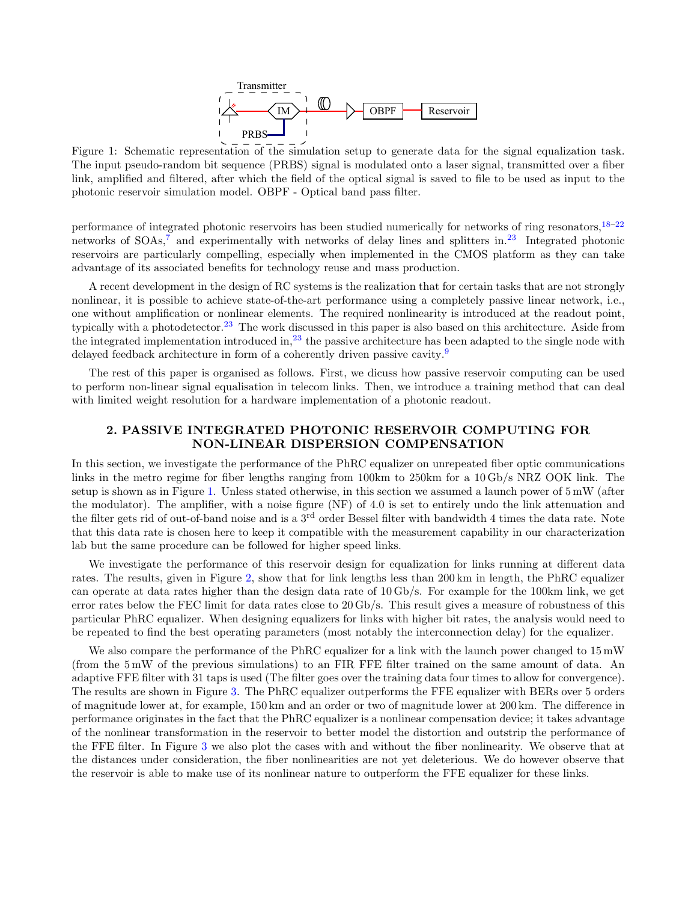Figure 1: Schematic representation of the simulation setup to generate data for the signal equalization task. The input pseudo-random bit sequence (PRBS) signal is modulated onto a laser signal, transmitted over a fiber link, amplified and filtered, after which the field of the optical signal is saved to file to be used as input to the photonic reservoir simulation model. OBPF - Optical band pass filter.

performance of integrated photonic reservoirs has been studied numerically for networks of ring resonators,[18–22] networks of SOAs,[7] and experimentally with networks of delay lines and splitters in.[23] Integrated photonic reservoirs are particularly compelling, especially when implemented in the CMOS platform as they can take advantage of its associated benefits for technology reuse and mass production.

A recent development in the design of RC systems is the realization that for certain tasks that are not strongly nonlinear, it is possible to achieve state-of-the-art performance using a completely passive linear network, i.e., one without amplification or nonlinear elements. The required nonlinearity is introduced at the readout point, typically with a photodetector.[23] The work discussed in this paper is also based on this architecture. Aside from the integrated implementation introduced in,[23] the passive architecture has been adapted to the single node with delayed feedback architecture in form of a coherently driven passive cavity.[9]

The rest of this paper is organised as follows. First, we dicuss how passive reservoir computing can be used to perform non-linear signal equalisation in telecom links. Then, we introduce a training method that can deal with limited weight resolution for a hardware implementation of a photonic readout.

## 2. PASSIVE INTEGRATED PHOTONIC RESERVOIR COMPUTING FOR NON-LINEAR DISPERSION COMPENSATION

In this section, we investigate the performance of the PhRC equalizer on unrepeated fiber optic communications links in the metro regime for fiber lengths ranging from 100km to 250km for a 10 Gb/s NRZ OOK link. The setup is shown as in Figure 1. Unless stated otherwise, in this section we assumed a launch power of 5 mW (after the modulator). The amplifier, with a noise figure (NF) of 4.0 is set to entirely undo the link attenuation and the filter gets rid of out-of-band noise and is a 3[rd] order Bessel filter with bandwidth 4 times the data rate. Note that this data rate is chosen here to keep it compatible with the measurement capability in our characterization lab but the same procedure can be followed for higher speed links.

We investigate the performance of this reservoir design for equalization for links running at different data rates. The results, given in Figure 2, show that for link lengths less than 200 km in length, the PhRC equalizer can operate at data rates higher than the design data rate of 10 Gb/s. For example for the 100km link, we get error rates below the FEC limit for data rates close to 20 Gb/s. This result gives a measure of robustness of this particular PhRC equalizer. When designing equalizers for links with higher bit rates, the analysis would need to be repeated to find the best operating parameters (most notably the interconnection delay) for the equalizer.

We also compare the performance of the PhRC equalizer for a link with the launch power changed to 15 mW (from the 5 mW of the previous simulations) to an FIR FFE filter trained on the same amount of data. An adaptive FFE filter with 31 taps is used (The filter goes over the training data four times to allow for convergence). The results are shown in Figure 3. The PhRC equalizer outperforms the FFE equalizer with BERs over 5 orders of magnitude lower at, for example, 150 km and an order or two of magnitude lower at 200 km. The difference in performance originates in the fact that the PhRC equalizer is a nonlinear compensation device; it takes advantage of the nonlinear transformation in the reservoir to better model the distortion and outstrip the performance of the FFE filter. In Figure 3 we also plot the cases with and without the fiber nonlinearity. We observe that at the distances under consideration, the fiber nonlinearities are not yet deleterious. We do however observe that the reservoir is able to make use of its nonlinear nature to outperform the FFE equalizer for these links.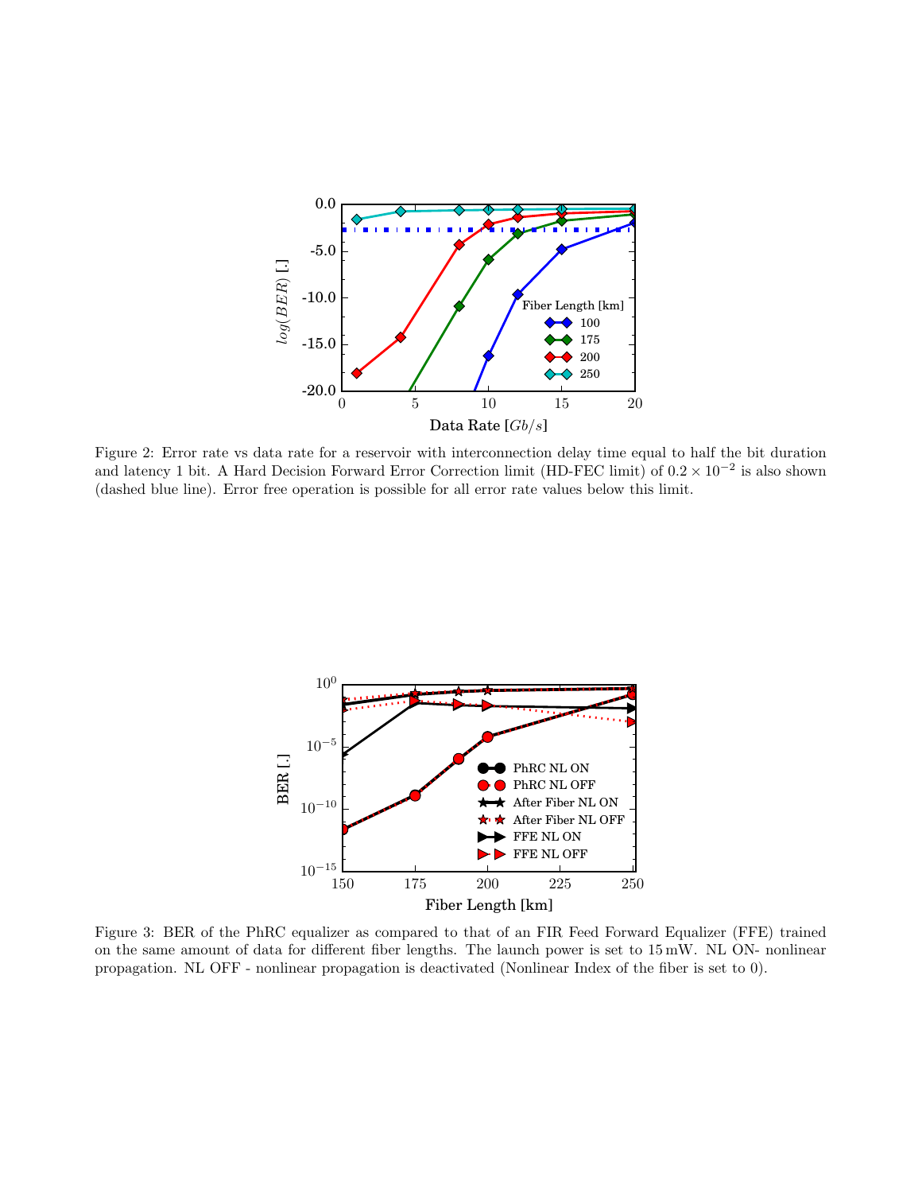Figure 2: Error rate vs data rate for a reservoir with interconnection delay time equal to half the bit duration and latency 1 bit. A Hard Decision Forward Error Correction limit (HD-FEC limit) of $0.2 \times 10^{-2}$ is also shown (dashed blue line). Error free operation is possible for all error rate values below this limit.

Figure 3: BER of the PhRC equalizer as compared to that of an FIR Feed Forward Equalizer (FFE) trained on the same amount of data for different fiber lengths. The launch power is set to 15 mW. NL ON- nonlinear propagation. NL OFF - nonlinear propagation is deactivated (Nonlinear Index of the fiber is set to 0).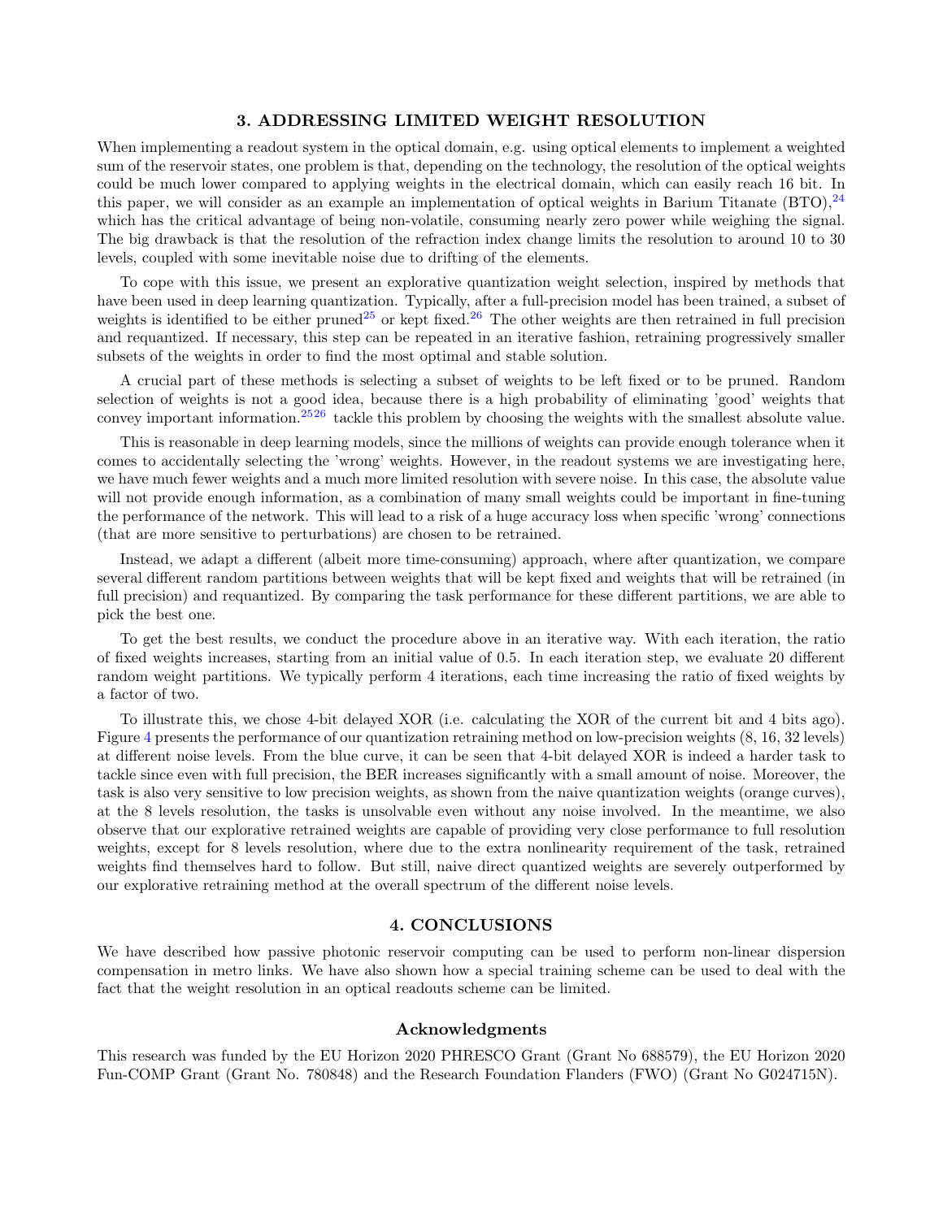## 3. ADDRESSING LIMITED WEIGHT RESOLUTION

When implementing a readout system in the optical domain, e.g. using optical elements to implement a weighted sum of the reservoir states, one problem is that, depending on the technology, the resolution of the optical weights could be much lower compared to applying weights in the electrical domain, which can easily reach 16 bit. In this paper, we will consider as an example an implementation of optical weights in Barium Titanate (BTO),[24] which has the critical advantage of being non-volatile, consuming nearly zero power while weighing the signal. The big drawback is that the resolution of the refraction index change limits the resolution to around 10 to 30 levels, coupled with some inevitable noise due to drifting of the elements.

To cope with this issue, we present an explorative quantization weight selection, inspired by methods that have been used in deep learning quantization. Typically, after a full-precision model has been trained, a subset of weights is identified to be either pruned[25] or kept fixed.[26] The other weights are then retrained in full precision and requantized. If necessary, this step can be repeated in an iterative fashion, retraining progressively smaller subsets of the weights in order to find the most optimal and stable solution.

A crucial part of these methods is selecting a subset of weights to be left fixed or to be pruned. Random selection of weights is not a good idea, because there is a high probability of eliminating 'good' weights that convey important information.[25,26] tackle this problem by choosing the weights with the smallest absolute value.

This is reasonable in deep learning models, since the millions of weights can provide enough tolerance when it comes to accidentally selecting the 'wrong' weights. However, in the readout systems we are investigating here, we have much fewer weights and a much more limited resolution with severe noise. In this case, the absolute value will not provide enough information, as a combination of many small weights could be important in fine-tuning the performance of the network. This will lead to a risk of a huge accuracy loss when specific 'wrong' connections (that are more sensitive to perturbations) are chosen to be retrained.

Instead, we adapt a different (albeit more time-consuming) approach, where after quantization, we compare several different random partitions between weights that will be kept fixed and weights that will be retrained (in full precision) and requantized. By comparing the task performance for these different partitions, we are able to pick the best one.

To get the best results, we conduct the procedure above in an iterative way. With each iteration, the ratio of fixed weights increases, starting from an initial value of 0.5. In each iteration step, we evaluate 20 different random weight partitions. We typically perform 4 iterations, each time increasing the ratio of fixed weights by a factor of two.

To illustrate this, we chose 4-bit delayed XOR (i.e. calculating the XOR of the current bit and 4 bits ago). Figure 4 presents the performance of our quantization retraining method on low-precision weights (8, 16, 32 levels) at different noise levels. From the blue curve, it can be seen that 4-bit delayed XOR is indeed a harder task to tackle since even with full precision, the BER increases significantly with a small amount of noise. Moreover, the task is also very sensitive to low precision weights, as shown from the naive quantization weights (orange curves), at the 8 levels resolution, the tasks is unsolvable even without any noise involved. In the meantime, we also observe that our explorative retrained weights are capable of providing very close performance to full resolution weights, except for 8 levels resolution, where due to the extra nonlinearity requirement of the task, retrained weights find themselves hard to follow. But still, naive direct quantized weights are severely outperformed by our explorative retraining method at the overall spectrum of the different noise levels.

## 4. CONCLUSIONS

We have described how passive photonic reservoir computing can be used to perform non-linear dispersion compensation in metro links. We have also shown how a special training scheme can be used to deal with the fact that the weight resolution in an optical readouts scheme can be limited.

### Acknowledgments

This research was funded by the EU Horizon 2020 PHRESCO Grant (Grant No 688579), the EU Horizon 2020 Fun-COMP Grant (Grant No. 780848) and the Research Foundation Flanders (FWO) (Grant No G024715N).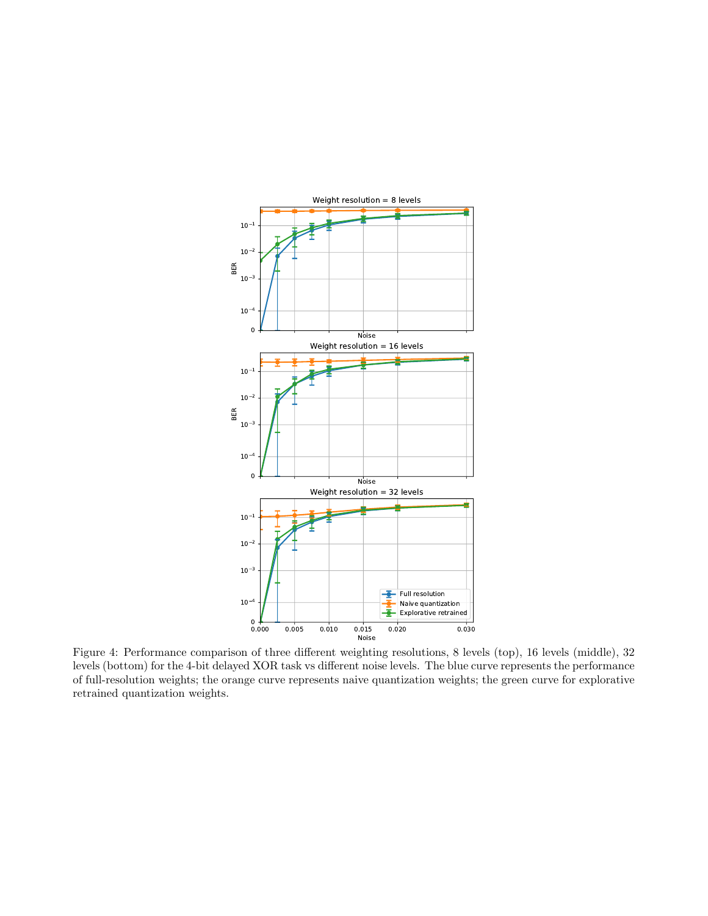Figure 4: Performance comparison of three different weighting resolutions, 8 levels (top), 16 levels (middle), 32 levels (bottom) for the 4-bit delayed XOR task vs different noise levels. The blue curve represents the performance of full-resolution weights; the orange curve represents naive quantization weights; the green curve for explorative retrained quantization weights.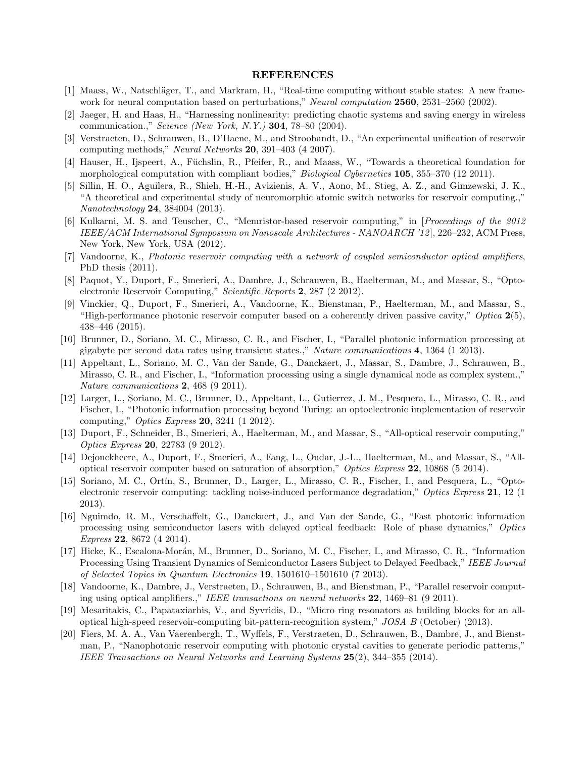## REFERENCES

[1] Maass, W., Natschläger, T., and Markram, H., "Real-time computing without stable states: A new framework for neural computation based on perturbations," *Neural computation* **2560**, 2531–2560 (2002).

[2] Jaeger, H. and Haas, H., "Harnessing nonlinearity: predicting chaotic systems and saving energy in wireless communication.," *Science (New York, N.Y.)* **304**, 78–80 (2004).

[3] Verstraeten, D., Schrauwen, B., D'Haene, M., and Stroobandt, D., "An experimental unification of reservoir computing methods," *Neural Networks* **20**, 391–403 (4 2007).

[4] Hauser, H., Ijspeert, A., Füchslin, R., Pfeifer, R., and Maass, W., "Towards a theoretical foundation for morphological computation with compliant bodies," *Biological Cybernetics* **105**, 355–370 (12 2011).

[5] Sillin, H. O., Aguilera, R., Shieh, H.-H., Avizienis, A. V., Aono, M., Stieg, A. Z., and Gimzewski, J. K., "A theoretical and experimental study of neuromorphic atomic switch networks for reservoir computing.," *Nanotechnology* **24**, 384004 (2013).

[6] Kulkarni, M. S. and Teuscher, C., "Memristor-based reservoir computing," in [*Proceedings of the 2012 IEEE/ACM International Symposium on Nanoscale Architectures - NANOARCH '12*], 226–232, ACM Press, New York, New York, USA (2012).

[7] Vandoorne, K., *Photonic reservoir computing with a network of coupled semiconductor optical amplifiers*, PhD thesis (2011).

[8] Paquot, Y., Duport, F., Smerieri, A., Dambre, J., Schrauwen, B., Haelterman, M., and Massar, S., "Optoelectronic Reservoir Computing," *Scientific Reports* **2**, 287 (2 2012).

[9] Vinckier, Q., Duport, F., Smerieri, A., Vandoorne, K., Bienstman, P., Haelterman, M., and Massar, S., "High-performance photonic reservoir computer based on a coherently driven passive cavity," *Optica* **2**(5), 438–446 (2015).

[10] Brunner, D., Soriano, M. C., Mirasso, C. R., and Fischer, I., "Parallel photonic information processing at gigabyte per second data rates using transient states.," *Nature communications* **4**, 1364 (1 2013).

[11] Appeltant, L., Soriano, M. C., Van der Sande, G., Danckaert, J., Massar, S., Dambre, J., Schrauwen, B., Mirasso, C. R., and Fischer, I., "Information processing using a single dynamical node as complex system.," *Nature communications* **2**, 468 (9 2011).

[12] Larger, L., Soriano, M. C., Brunner, D., Appeltant, L., Gutierrez, J. M., Pesquera, L., Mirasso, C. R., and Fischer, I., "Photonic information processing beyond Turing: an optoelectronic implementation of reservoir computing," *Optics Express* **20**, 3241 (1 2012).

[13] Duport, F., Schneider, B., Smerieri, A., Haelterman, M., and Massar, S., "All-optical reservoir computing," *Optics Express* **20**, 22783 (9 2012).

[14] Dejonckheere, A., Duport, F., Smerieri, A., Fang, L., Oudar, J.-L., Haelterman, M., and Massar, S., "All-optical reservoir computer based on saturation of absorption," *Optics Express* **22**, 10868 (5 2014).

[15] Soriano, M. C., Ortín, S., Brunner, D., Larger, L., Mirasso, C. R., Fischer, I., and Pesquera, L., "Optoelectronic reservoir computing: tackling noise-induced performance degradation," *Optics Express* **21**, 12 (1 2013).

[16] Nguimdo, R. M., Verschaffelt, G., Danckaert, J., and Van der Sande, G., "Fast photonic information processing using semiconductor lasers with delayed optical feedback: Role of phase dynamics," *Optics Express* **22**, 8672 (4 2014).

[17] Hicke, K., Escalona-Morán, M., Brunner, D., Soriano, M. C., Fischer, I., and Mirasso, C. R., "Information Processing Using Transient Dynamics of Semiconductor Lasers Subject to Delayed Feedback," *IEEE Journal of Selected Topics in Quantum Electronics* **19**, 1501610–1501610 (7 2013).

[18] Vandoorne, K., Dambre, J., Verstraeten, D., Schrauwen, B., and Bienstman, P., "Parallel reservoir computing using optical amplifiers.," *IEEE transactions on neural networks* **22**, 1469–81 (9 2011).

[19] Mesaritakis, C., Papataxiarhis, V., and Syvridis, D., "Micro ring resonators as building blocks for an all-optical high-speed reservoir-computing bit-pattern-recognition system," *JOSA B* (October) (2013).

[20] Fiers, M. A. A., Van Vaerenbergh, T., Wyffels, F., Verstraeten, D., Schrauwen, B., Dambre, J., and Bienstman, P., "Nanophotonic reservoir computing with photonic crystal cavities to generate periodic patterns," *IEEE Transactions on Neural Networks and Learning Systems* **25**(2), 344–355 (2014).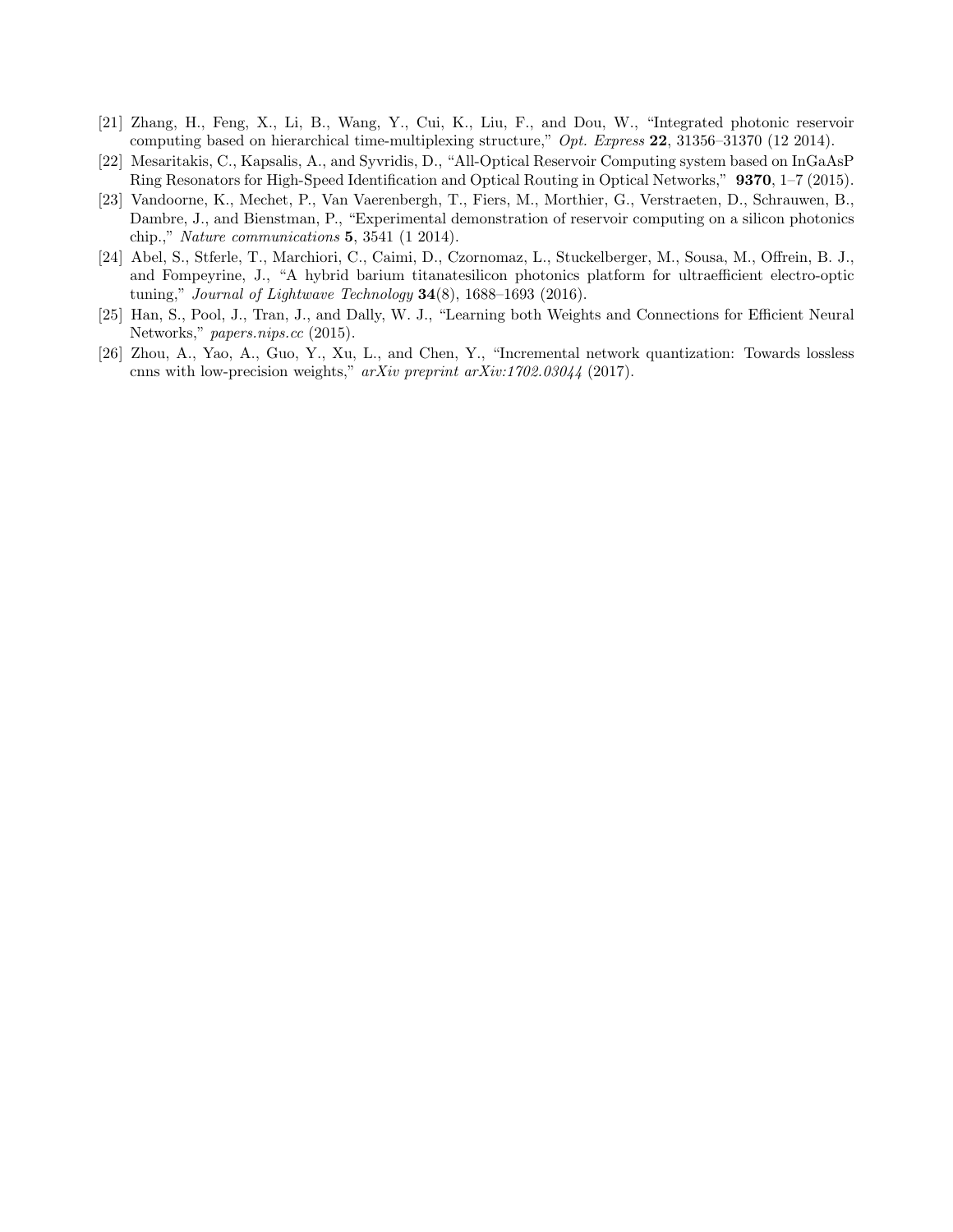[21] Zhang, H., Feng, X., Li, B., Wang, Y., Cui, K., Liu, F., and Dou, W., "Integrated photonic reservoir computing based on hierarchical time-multiplexing structure," *Opt. Express* **22**, 31356–31370 (12 2014).

[22] Mesaritakis, C., Kapsalis, A., and Syvridis, D., "All-Optical Reservoir Computing system based on InGaAsP Ring Resonators for High-Speed Identification and Optical Routing in Optical Networks," **9370**, 1–7 (2015).

[23] Vandoorne, K., Mechet, P., Van Vaerenbergh, T., Fiers, M., Morthier, G., Verstraeten, D., Schrauwen, B., Dambre, J., and Bienstman, P., "Experimental demonstration of reservoir computing on a silicon photonics chip.," *Nature communications* **5**, 3541 (1 2014).

[24] Abel, S., Stferle, T., Marchiori, C., Caimi, D., Czornomaz, L., Stuckelberger, M., Sousa, M., Offrein, B. J., and Fompeyrine, J., "A hybrid barium titanatesilicon photonics platform for ultraefficient electro-optic tuning," *Journal of Lightwave Technology* **34**(8), 1688–1693 (2016).

[25] Han, S., Pool, J., Tran, J., and Dally, W. J., "Learning both Weights and Connections for Efficient Neural Networks," *papers.nips.cc* (2015).

[26] Zhou, A., Yao, A., Guo, Y., Xu, L., and Chen, Y., "Incremental network quantization: Towards lossless cnns with low-precision weights," *arXiv preprint arXiv:1702.03044* (2017).